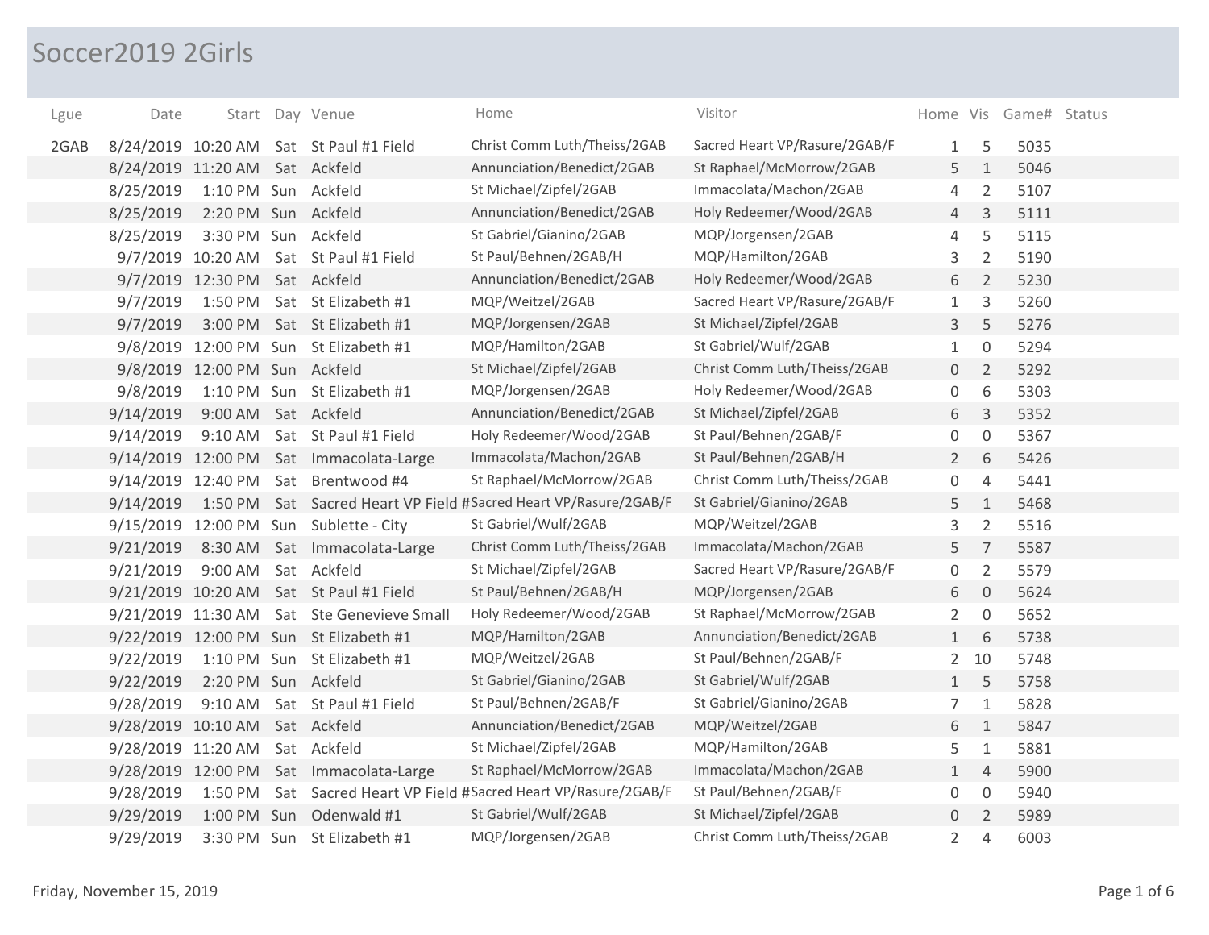# Soccer2019 2Girls

| Lgue | Date | Start | Day | Venue | Home | Visitor | Home | Vis | Game# | Status |
|---|---|---|---|---|---|---|---|---|---|---|
| 2GAB | 8/24/2019 | 10:20 AM | Sat | St Paul #1 Field | Christ Comm Luth/Theiss/2GAB | Sacred Heart VP/Rasure/2GAB/F | 1 | 5 | 5035 | |
| | 8/24/2019 | 11:20 AM | Sat | Ackfeld | Annunciation/Benedict/2GAB | St Raphael/McMorrow/2GAB | 5 | 1 | 5046 | |
| | 8/25/2019 | 1:10 PM | Sun | Ackfeld | St Michael/Zipfel/2GAB | Immacolata/Machon/2GAB | 4 | 2 | 5107 | |
| | 8/25/2019 | 2:20 PM | Sun | Ackfeld | Annunciation/Benedict/2GAB | Holy Redeemer/Wood/2GAB | 4 | 3 | 5111 | |
| | 8/25/2019 | 3:30 PM | Sun | Ackfeld | St Gabriel/Gianino/2GAB | MQP/Jorgensen/2GAB | 4 | 5 | 5115 | |
| | 9/7/2019 | 10:20 AM | Sat | St Paul #1 Field | St Paul/Behnen/2GAB/H | MQP/Hamilton/2GAB | 3 | 2 | 5190 | |
| | 9/7/2019 | 12:30 PM | Sat | Ackfeld | Annunciation/Benedict/2GAB | Holy Redeemer/Wood/2GAB | 6 | 2 | 5230 | |
| | 9/7/2019 | 1:50 PM | Sat | St Elizabeth #1 | MQP/Weitzel/2GAB | Sacred Heart VP/Rasure/2GAB/F | 1 | 3 | 5260 | |
| | 9/7/2019 | 3:00 PM | Sat | St Elizabeth #1 | MQP/Jorgensen/2GAB | St Michael/Zipfel/2GAB | 3 | 5 | 5276 | |
| | 9/8/2019 | 12:00 PM | Sun | St Elizabeth #1 | MQP/Hamilton/2GAB | St Gabriel/Wulf/2GAB | 1 | 0 | 5294 | |
| | 9/8/2019 | 12:00 PM | Sun | Ackfeld | St Michael/Zipfel/2GAB | Christ Comm Luth/Theiss/2GAB | 0 | 2 | 5292 | |
| | 9/8/2019 | 1:10 PM | Sun | St Elizabeth #1 | MQP/Jorgensen/2GAB | Holy Redeemer/Wood/2GAB | 0 | 6 | 5303 | |
| | 9/14/2019 | 9:00 AM | Sat | Ackfeld | Annunciation/Benedict/2GAB | St Michael/Zipfel/2GAB | 6 | 3 | 5352 | |
| | 9/14/2019 | 9:10 AM | Sat | St Paul #1 Field | Holy Redeemer/Wood/2GAB | St Paul/Behnen/2GAB/F | 0 | 0 | 5367 | |
| | 9/14/2019 | 12:00 PM | Sat | Immacolata-Large | Immacolata/Machon/2GAB | St Paul/Behnen/2GAB/H | 2 | 6 | 5426 | |
| | 9/14/2019 | 12:40 PM | Sat | Brentwood #4 | St Raphael/McMorrow/2GAB | Christ Comm Luth/Theiss/2GAB | 0 | 4 | 5441 | |
| | 9/14/2019 | 1:50 PM | Sat | Sacred Heart VP Field # | Sacred Heart VP/Rasure/2GAB/F | St Gabriel/Gianino/2GAB | 5 | 1 | 5468 | |
| | 9/15/2019 | 12:00 PM | Sun | Sublette - City | St Gabriel/Wulf/2GAB | MQP/Weitzel/2GAB | 3 | 2 | 5516 | |
| | 9/21/2019 | 8:30 AM | Sat | Immacolata-Large | Christ Comm Luth/Theiss/2GAB | Immacolata/Machon/2GAB | 5 | 7 | 5587 | |
| | 9/21/2019 | 9:00 AM | Sat | Ackfeld | St Michael/Zipfel/2GAB | Sacred Heart VP/Rasure/2GAB/F | 0 | 2 | 5579 | |
| | 9/21/2019 | 10:20 AM | Sat | St Paul #1 Field | St Paul/Behnen/2GAB/H | MQP/Jorgensen/2GAB | 6 | 0 | 5624 | |
| | 9/21/2019 | 11:30 AM | Sat | Ste Genevieve Small | Holy Redeemer/Wood/2GAB | St Raphael/McMorrow/2GAB | 2 | 0 | 5652 | |
| | 9/22/2019 | 12:00 PM | Sun | St Elizabeth #1 | MQP/Hamilton/2GAB | Annunciation/Benedict/2GAB | 1 | 6 | 5738 | |
| | 9/22/2019 | 1:10 PM | Sun | St Elizabeth #1 | MQP/Weitzel/2GAB | St Paul/Behnen/2GAB/F | 2 | 10 | 5748 | |
| | 9/22/2019 | 2:20 PM | Sun | Ackfeld | St Gabriel/Gianino/2GAB | St Gabriel/Wulf/2GAB | 1 | 5 | 5758 | |
| | 9/28/2019 | 9:10 AM | Sat | St Paul #1 Field | St Paul/Behnen/2GAB/F | St Gabriel/Gianino/2GAB | 7 | 1 | 5828 | |
| | 9/28/2019 | 10:10 AM | Sat | Ackfeld | Annunciation/Benedict/2GAB | MQP/Weitzel/2GAB | 6 | 1 | 5847 | |
| | 9/28/2019 | 11:20 AM | Sat | Ackfeld | St Michael/Zipfel/2GAB | MQP/Hamilton/2GAB | 5 | 1 | 5881 | |
| | 9/28/2019 | 12:00 PM | Sat | Immacolata-Large | St Raphael/McMorrow/2GAB | Immacolata/Machon/2GAB | 1 | 4 | 5900 | |
| | 9/28/2019 | 1:50 PM | Sat | Sacred Heart VP Field # | Sacred Heart VP/Rasure/2GAB/F | St Paul/Behnen/2GAB/F | 0 | 0 | 5940 | |
| | 9/29/2019 | 1:00 PM | Sun | Odenwald #1 | St Gabriel/Wulf/2GAB | St Michael/Zipfel/2GAB | 0 | 2 | 5989 | |
| | 9/29/2019 | 3:30 PM | Sun | St Elizabeth #1 | MQP/Jorgensen/2GAB | Christ Comm Luth/Theiss/2GAB | 2 | 4 | 6003 | |

Friday, November 15, 2019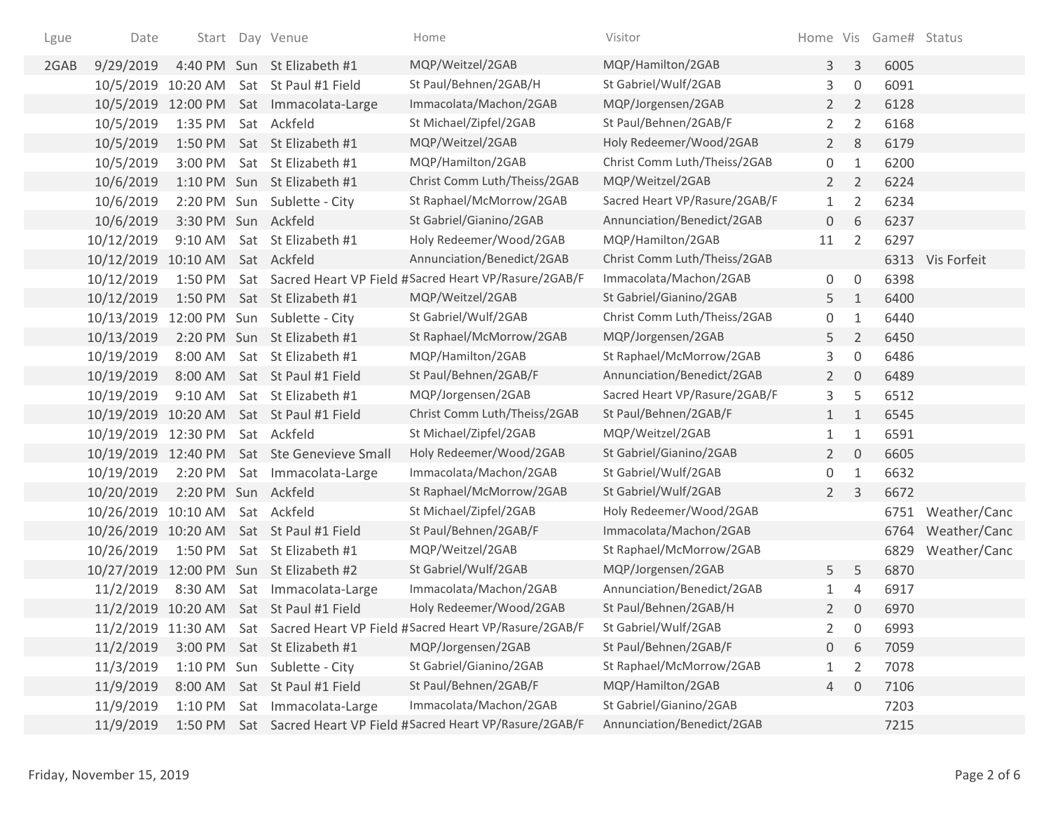| Lgue | Date | Start | Day | Venue | Home | Visitor | Home | Vis | Game# | Status |
|---|---|---|---|---|---|---|---|---|---|---|
| 2GAB | 9/29/2019 | 4:40 PM | Sun | St Elizabeth #1 | MQP/Weitzel/2GAB | MQP/Hamilton/2GAB | 3 | 3 | 6005 | |
| | 10/5/2019 | 10:20 AM | Sat | St Paul #1 Field | St Paul/Behnen/2GAB/H | St Gabriel/Wulf/2GAB | 3 | 0 | 6091 | |
| | 10/5/2019 | 12:00 PM | Sat | Immacolata-Large | Immacolata/Machon/2GAB | MQP/Jorgensen/2GAB | 2 | 2 | 6128 | |
| | 10/5/2019 | 1:35 PM | Sat | Ackfeld | St Michael/Zipfel/2GAB | St Paul/Behnen/2GAB/F | 2 | 2 | 6168 | |
| | 10/5/2019 | 1:50 PM | Sat | St Elizabeth #1 | MQP/Weitzel/2GAB | Holy Redeemer/Wood/2GAB | 2 | 8 | 6179 | |
| | 10/5/2019 | 3:00 PM | Sat | St Elizabeth #1 | MQP/Hamilton/2GAB | Christ Comm Luth/Theiss/2GAB | 0 | 1 | 6200 | |
| | 10/6/2019 | 1:10 PM | Sun | St Elizabeth #1 | Christ Comm Luth/Theiss/2GAB | MQP/Weitzel/2GAB | 2 | 2 | 6224 | |
| | 10/6/2019 | 2:20 PM | Sun | Sublette - City | St Raphael/McMorrow/2GAB | Sacred Heart VP/Rasure/2GAB/F | 1 | 2 | 6234 | |
| | 10/6/2019 | 3:30 PM | Sun | Ackfeld | St Gabriel/Gianino/2GAB | Annunciation/Benedict/2GAB | 0 | 6 | 6237 | |
| | 10/12/2019 | 9:10 AM | Sat | St Elizabeth #1 | Holy Redeemer/Wood/2GAB | MQP/Hamilton/2GAB | 11 | 2 | 6297 | |
| | 10/12/2019 | 10:10 AM | Sat | Ackfeld | Annunciation/Benedict/2GAB | Christ Comm Luth/Theiss/2GAB | | | 6313 | Vis Forfeit |
| | 10/12/2019 | 1:50 PM | Sat | Sacred Heart VP Field # | Sacred Heart VP/Rasure/2GAB/F | Immacolata/Machon/2GAB | 0 | 0 | 6398 | |
| | 10/12/2019 | 1:50 PM | Sat | St Elizabeth #1 | MQP/Weitzel/2GAB | St Gabriel/Gianino/2GAB | 5 | 1 | 6400 | |
| | 10/13/2019 | 12:00 PM | Sun | Sublette - City | St Gabriel/Wulf/2GAB | Christ Comm Luth/Theiss/2GAB | 0 | 1 | 6440 | |
| | 10/13/2019 | 2:20 PM | Sun | St Elizabeth #1 | St Raphael/McMorrow/2GAB | MQP/Jorgensen/2GAB | 5 | 2 | 6450 | |
| | 10/19/2019 | 8:00 AM | Sat | St Elizabeth #1 | MQP/Hamilton/2GAB | St Raphael/McMorrow/2GAB | 3 | 0 | 6486 | |
| | 10/19/2019 | 8:00 AM | Sat | St Paul #1 Field | St Paul/Behnen/2GAB/F | Annunciation/Benedict/2GAB | 2 | 0 | 6489 | |
| | 10/19/2019 | 9:10 AM | Sat | St Elizabeth #1 | MQP/Jorgensen/2GAB | Sacred Heart VP/Rasure/2GAB/F | 3 | 5 | 6512 | |
| | 10/19/2019 | 10:20 AM | Sat | St Paul #1 Field | Christ Comm Luth/Theiss/2GAB | St Paul/Behnen/2GAB/F | 1 | 1 | 6545 | |
| | 10/19/2019 | 12:30 PM | Sat | Ackfeld | St Michael/Zipfel/2GAB | MQP/Weitzel/2GAB | 1 | 1 | 6591 | |
| | 10/19/2019 | 12:40 PM | Sat | Ste Genevieve Small | Holy Redeemer/Wood/2GAB | St Gabriel/Gianino/2GAB | 2 | 0 | 6605 | |
| | 10/19/2019 | 2:20 PM | Sat | Immacolata-Large | Immacolata/Machon/2GAB | St Gabriel/Wulf/2GAB | 0 | 1 | 6632 | |
| | 10/20/2019 | 2:20 PM | Sun | Ackfeld | St Raphael/McMorrow/2GAB | St Gabriel/Wulf/2GAB | 2 | 3 | 6672 | |
| | 10/26/2019 | 10:10 AM | Sat | Ackfeld | St Michael/Zipfel/2GAB | Holy Redeemer/Wood/2GAB | | | 6751 | Weather/Canc |
| | 10/26/2019 | 10:20 AM | Sat | St Paul #1 Field | St Paul/Behnen/2GAB/F | Immacolata/Machon/2GAB | | | 6764 | Weather/Canc |
| | 10/26/2019 | 1:50 PM | Sat | St Elizabeth #1 | MQP/Weitzel/2GAB | St Raphael/McMorrow/2GAB | | | 6829 | Weather/Canc |
| | 10/27/2019 | 12:00 PM | Sun | St Elizabeth #2 | St Gabriel/Wulf/2GAB | MQP/Jorgensen/2GAB | 5 | 5 | 6870 | |
| | 11/2/2019 | 8:30 AM | Sat | Immacolata-Large | Immacolata/Machon/2GAB | Annunciation/Benedict/2GAB | 1 | 4 | 6917 | |
| | 11/2/2019 | 10:20 AM | Sat | St Paul #1 Field | Holy Redeemer/Wood/2GAB | St Paul/Behnen/2GAB/H | 2 | 0 | 6970 | |
| | 11/2/2019 | 11:30 AM | Sat | Sacred Heart VP Field # | Sacred Heart VP/Rasure/2GAB/F | St Gabriel/Wulf/2GAB | 2 | 0 | 6993 | |
| | 11/2/2019 | 3:00 PM | Sat | St Elizabeth #1 | MQP/Jorgensen/2GAB | St Paul/Behnen/2GAB/F | 0 | 6 | 7059 | |
| | 11/3/2019 | 1:10 PM | Sun | Sublette - City | St Gabriel/Gianino/2GAB | St Raphael/McMorrow/2GAB | 1 | 2 | 7078 | |
| | 11/9/2019 | 8:00 AM | Sat | St Paul #1 Field | St Paul/Behnen/2GAB/F | MQP/Hamilton/2GAB | 4 | 0 | 7106 | |
| | 11/9/2019 | 1:10 PM | Sat | Immacolata-Large | Immacolata/Machon/2GAB | St Gabriel/Gianino/2GAB | | | 7203 | |
| | 11/9/2019 | 1:50 PM | Sat | Sacred Heart VP Field # | Sacred Heart VP/Rasure/2GAB/F | Annunciation/Benedict/2GAB | | | 7215 | |

Friday, November 15, 2019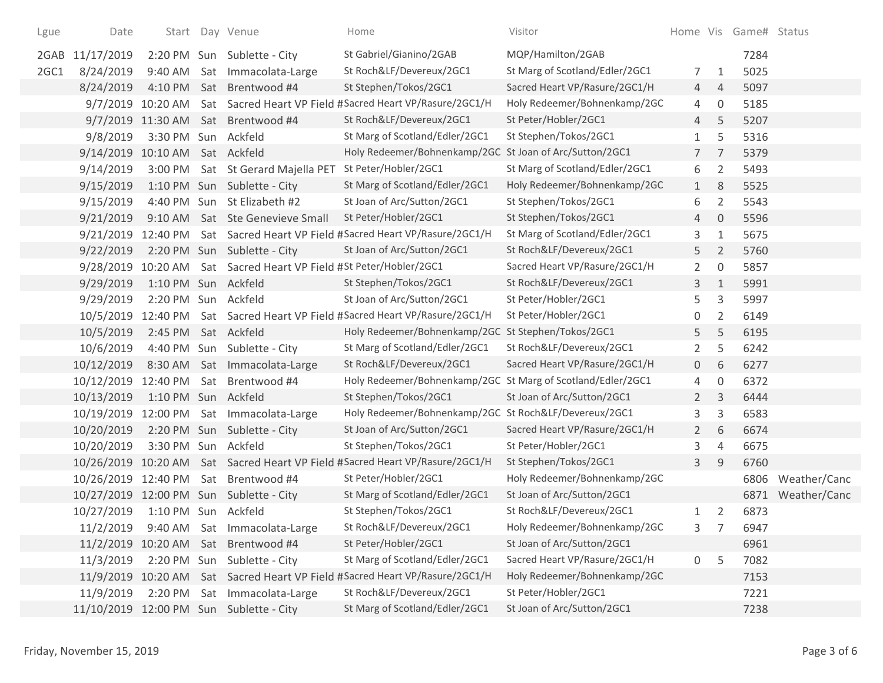| Lgue | Date | Start | Day | Venue | Home | Visitor | Home | Vis | Game# | Status |
|---|---|---|---|---|---|---|---|---|---|---|
| 2GAB | 11/17/2019 | 2:20 PM | Sun | Sublette - City | St Gabriel/Gianino/2GAB | MQP/Hamilton/2GAB | | | 7284 | |
| 2GC1 | 8/24/2019 | 9:40 AM | Sat | Immacolata-Large | St Roch&LF/Devereux/2GC1 | St Marg of Scotland/Edler/2GC1 | 7 | 1 | 5025 | |
| | 8/24/2019 | 4:10 PM | Sat | Brentwood #4 | St Stephen/Tokos/2GC1 | Sacred Heart VP/Rasure/2GC1/H | 4 | 4 | 5097 | |
| | 9/7/2019 | 10:20 AM | Sat | Sacred Heart VP Field # | Sacred Heart VP/Rasure/2GC1/H | Holy Redeemer/Bohnenkamp/2GC | 4 | 0 | 5185 | |
| | 9/7/2019 | 11:30 AM | Sat | Brentwood #4 | St Roch&LF/Devereux/2GC1 | St Peter/Hobler/2GC1 | 4 | 5 | 5207 | |
| | 9/8/2019 | 3:30 PM | Sun | Ackfeld | St Marg of Scotland/Edler/2GC1 | St Stephen/Tokos/2GC1 | 1 | 5 | 5316 | |
| | 9/14/2019 | 10:10 AM | Sat | Ackfeld | Holy Redeemer/Bohnenkamp/2GC | St Joan of Arc/Sutton/2GC1 | 7 | 7 | 5379 | |
| | 9/14/2019 | 3:00 PM | Sat | St Gerard Majella PET | St Peter/Hobler/2GC1 | St Marg of Scotland/Edler/2GC1 | 6 | 2 | 5493 | |
| | 9/15/2019 | 1:10 PM | Sun | Sublette - City | St Marg of Scotland/Edler/2GC1 | Holy Redeemer/Bohnenkamp/2GC | 1 | 8 | 5525 | |
| | 9/15/2019 | 4:40 PM | Sun | St Elizabeth #2 | St Joan of Arc/Sutton/2GC1 | St Stephen/Tokos/2GC1 | 6 | 2 | 5543 | |
| | 9/21/2019 | 9:10 AM | Sat | Ste Genevieve Small | St Peter/Hobler/2GC1 | St Stephen/Tokos/2GC1 | 4 | 0 | 5596 | |
| | 9/21/2019 | 12:40 PM | Sat | Sacred Heart VP Field # | Sacred Heart VP/Rasure/2GC1/H | St Marg of Scotland/Edler/2GC1 | 3 | 1 | 5675 | |
| | 9/22/2019 | 2:20 PM | Sun | Sublette - City | St Joan of Arc/Sutton/2GC1 | St Roch&LF/Devereux/2GC1 | 5 | 2 | 5760 | |
| | 9/28/2019 | 10:20 AM | Sat | Sacred Heart VP Field # | St Peter/Hobler/2GC1 | Sacred Heart VP/Rasure/2GC1/H | 2 | 0 | 5857 | |
| | 9/29/2019 | 1:10 PM | Sun | Ackfeld | St Stephen/Tokos/2GC1 | St Roch&LF/Devereux/2GC1 | 3 | 1 | 5991 | |
| | 9/29/2019 | 2:20 PM | Sun | Ackfeld | St Joan of Arc/Sutton/2GC1 | St Peter/Hobler/2GC1 | 5 | 3 | 5997 | |
| | 10/5/2019 | 12:40 PM | Sat | Sacred Heart VP Field # | Sacred Heart VP/Rasure/2GC1/H | St Peter/Hobler/2GC1 | 0 | 2 | 6149 | |
| | 10/5/2019 | 2:45 PM | Sat | Ackfeld | Holy Redeemer/Bohnenkamp/2GC | St Stephen/Tokos/2GC1 | 5 | 5 | 6195 | |
| | 10/6/2019 | 4:40 PM | Sun | Sublette - City | St Marg of Scotland/Edler/2GC1 | St Roch&LF/Devereux/2GC1 | 2 | 5 | 6242 | |
| | 10/12/2019 | 8:30 AM | Sat | Immacolata-Large | St Roch&LF/Devereux/2GC1 | Sacred Heart VP/Rasure/2GC1/H | 0 | 6 | 6277 | |
| | 10/12/2019 | 12:40 PM | Sat | Brentwood #4 | Holy Redeemer/Bohnenkamp/2GC | St Marg of Scotland/Edler/2GC1 | 4 | 0 | 6372 | |
| | 10/13/2019 | 1:10 PM | Sun | Ackfeld | St Stephen/Tokos/2GC1 | St Joan of Arc/Sutton/2GC1 | 2 | 3 | 6444 | |
| | 10/19/2019 | 12:00 PM | Sat | Immacolata-Large | Holy Redeemer/Bohnenkamp/2GC | St Roch&LF/Devereux/2GC1 | 3 | 3 | 6583 | |
| | 10/20/2019 | 2:20 PM | Sun | Sublette - City | St Joan of Arc/Sutton/2GC1 | Sacred Heart VP/Rasure/2GC1/H | 2 | 6 | 6674 | |
| | 10/20/2019 | 3:30 PM | Sun | Ackfeld | St Stephen/Tokos/2GC1 | St Peter/Hobler/2GC1 | 3 | 4 | 6675 | |
| | 10/26/2019 | 10:20 AM | Sat | Sacred Heart VP Field # | Sacred Heart VP/Rasure/2GC1/H | St Stephen/Tokos/2GC1 | 3 | 9 | 6760 | |
| | 10/26/2019 | 12:40 PM | Sat | Brentwood #4 | St Peter/Hobler/2GC1 | Holy Redeemer/Bohnenkamp/2GC | | | 6806 | Weather/Canc |
| | 10/27/2019 | 12:00 PM | Sun | Sublette - City | St Marg of Scotland/Edler/2GC1 | St Joan of Arc/Sutton/2GC1 | | | 6871 | Weather/Canc |
| | 10/27/2019 | 1:10 PM | Sun | Ackfeld | St Stephen/Tokos/2GC1 | St Roch&LF/Devereux/2GC1 | 1 | 2 | 6873 | |
| | 11/2/2019 | 9:40 AM | Sat | Immacolata-Large | St Roch&LF/Devereux/2GC1 | Holy Redeemer/Bohnenkamp/2GC | 3 | 7 | 6947 | |
| | 11/2/2019 | 10:20 AM | Sat | Brentwood #4 | St Peter/Hobler/2GC1 | St Joan of Arc/Sutton/2GC1 | | | 6961 | |
| | 11/3/2019 | 2:20 PM | Sun | Sublette - City | St Marg of Scotland/Edler/2GC1 | Sacred Heart VP/Rasure/2GC1/H | 0 | 5 | 7082 | |
| | 11/9/2019 | 10:20 AM | Sat | Sacred Heart VP Field # | Sacred Heart VP/Rasure/2GC1/H | Holy Redeemer/Bohnenkamp/2GC | | | 7153 | |
| | 11/9/2019 | 2:20 PM | Sat | Immacolata-Large | St Roch&LF/Devereux/2GC1 | St Peter/Hobler/2GC1 | | | 7221 | |
| | 11/10/2019 | 12:00 PM | Sun | Sublette - City | St Marg of Scotland/Edler/2GC1 | St Joan of Arc/Sutton/2GC1 | | | 7238 | |

Friday, November 15, 2019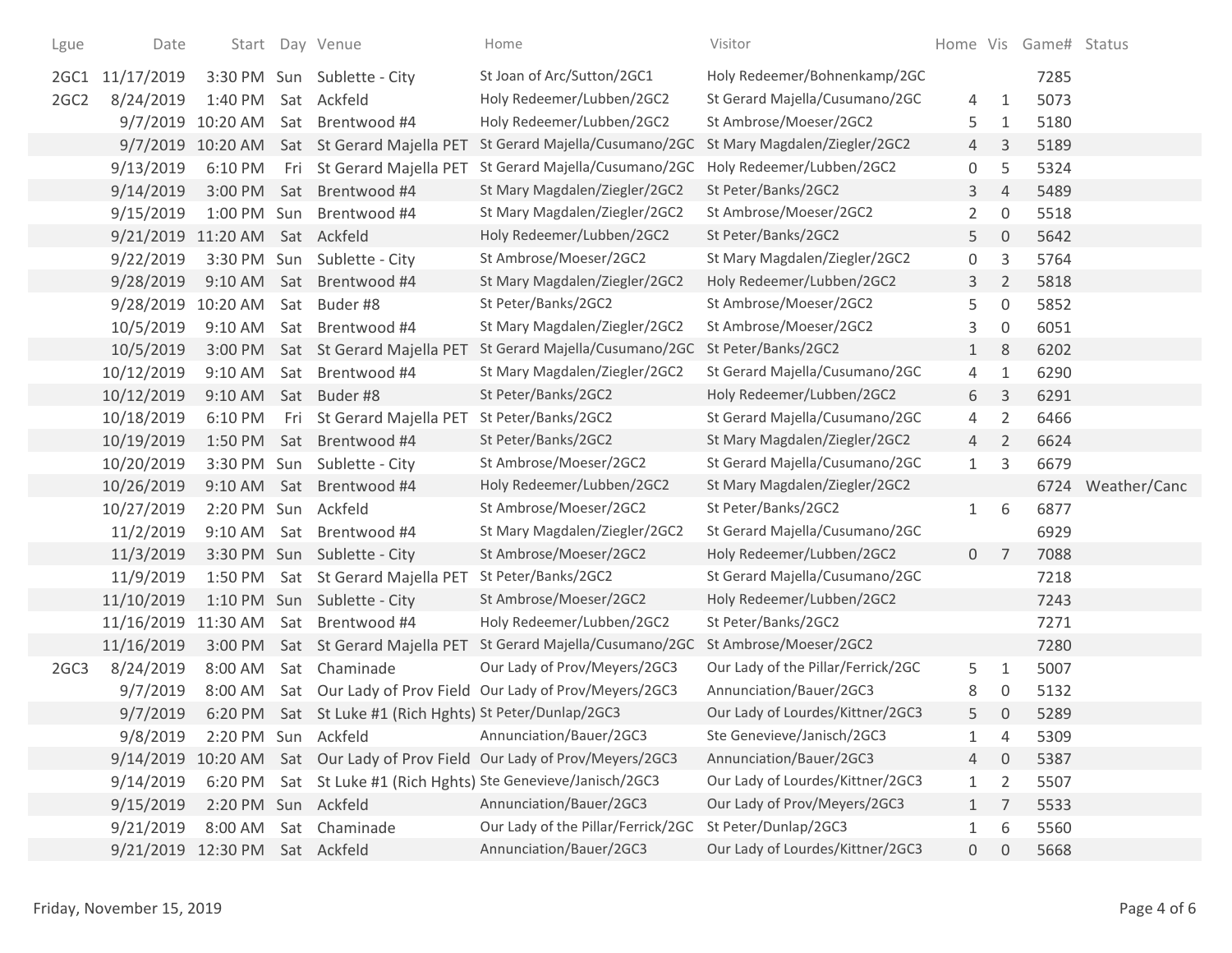| Lgue | Date | Start | Day | Venue | Home | Visitor | Home | Vis | Game# | Status |
|---|---|---|---|---|---|---|---|---|---|---|
| 2GC1 | 11/17/2019 | 3:30 PM | Sun | Sublette - City | St Joan of Arc/Sutton/2GC1 | Holy Redeemer/Bohnenkamp/2GC | | | 7285 | |
| 2GC2 | 8/24/2019 | 1:40 PM | Sat | Ackfeld | Holy Redeemer/Lubben/2GC2 | St Gerard Majella/Cusumano/2GC | 4 | 1 | 5073 | |
| | 9/7/2019 | 10:20 AM | Sat | Brentwood #4 | Holy Redeemer/Lubben/2GC2 | St Ambrose/Moeser/2GC2 | 5 | 1 | 5180 | |
| | 9/7/2019 | 10:20 AM | Sat | St Gerard Majella PET | St Gerard Majella/Cusumano/2GC | St Mary Magdalen/Ziegler/2GC2 | 4 | 3 | 5189 | |
| | 9/13/2019 | 6:10 PM | Fri | St Gerard Majella PET | St Gerard Majella/Cusumano/2GC | Holy Redeemer/Lubben/2GC2 | 0 | 5 | 5324 | |
| | 9/14/2019 | 3:00 PM | Sat | Brentwood #4 | St Mary Magdalen/Ziegler/2GC2 | St Peter/Banks/2GC2 | 3 | 4 | 5489 | |
| | 9/15/2019 | 1:00 PM | Sun | Brentwood #4 | St Mary Magdalen/Ziegler/2GC2 | St Ambrose/Moeser/2GC2 | 2 | 0 | 5518 | |
| | 9/21/2019 | 11:20 AM | Sat | Ackfeld | Holy Redeemer/Lubben/2GC2 | St Peter/Banks/2GC2 | 5 | 0 | 5642 | |
| | 9/22/2019 | 3:30 PM | Sun | Sublette - City | St Ambrose/Moeser/2GC2 | St Mary Magdalen/Ziegler/2GC2 | 0 | 3 | 5764 | |
| | 9/28/2019 | 9:10 AM | Sat | Brentwood #4 | St Mary Magdalen/Ziegler/2GC2 | Holy Redeemer/Lubben/2GC2 | 3 | 2 | 5818 | |
| | 9/28/2019 | 10:20 AM | Sat | Buder #8 | St Peter/Banks/2GC2 | St Ambrose/Moeser/2GC2 | 5 | 0 | 5852 | |
| | 10/5/2019 | 9:10 AM | Sat | Brentwood #4 | St Mary Magdalen/Ziegler/2GC2 | St Ambrose/Moeser/2GC2 | 3 | 0 | 6051 | |
| | 10/5/2019 | 3:00 PM | Sat | St Gerard Majella PET | St Gerard Majella/Cusumano/2GC | St Peter/Banks/2GC2 | 1 | 8 | 6202 | |
| | 10/12/2019 | 9:10 AM | Sat | Brentwood #4 | St Mary Magdalen/Ziegler/2GC2 | St Gerard Majella/Cusumano/2GC | 4 | 1 | 6290 | |
| | 10/12/2019 | 9:10 AM | Sat | Buder #8 | St Peter/Banks/2GC2 | Holy Redeemer/Lubben/2GC2 | 6 | 3 | 6291 | |
| | 10/18/2019 | 6:10 PM | Fri | St Gerard Majella PET | St Peter/Banks/2GC2 | St Gerard Majella/Cusumano/2GC | 4 | 2 | 6466 | |
| | 10/19/2019 | 1:50 PM | Sat | Brentwood #4 | St Peter/Banks/2GC2 | St Mary Magdalen/Ziegler/2GC2 | 4 | 2 | 6624 | |
| | 10/20/2019 | 3:30 PM | Sun | Sublette - City | St Ambrose/Moeser/2GC2 | St Gerard Majella/Cusumano/2GC | 1 | 3 | 6679 | |
| | 10/26/2019 | 9:10 AM | Sat | Brentwood #4 | Holy Redeemer/Lubben/2GC2 | St Mary Magdalen/Ziegler/2GC2 | | | 6724 | Weather/Canc |
| | 10/27/2019 | 2:20 PM | Sun | Ackfeld | St Ambrose/Moeser/2GC2 | St Peter/Banks/2GC2 | 1 | 6 | 6877 | |
| | 11/2/2019 | 9:10 AM | Sat | Brentwood #4 | St Mary Magdalen/Ziegler/2GC2 | St Gerard Majella/Cusumano/2GC | | | 6929 | |
| | 11/3/2019 | 3:30 PM | Sun | Sublette - City | St Ambrose/Moeser/2GC2 | Holy Redeemer/Lubben/2GC2 | 0 | 7 | 7088 | |
| | 11/9/2019 | 1:50 PM | Sat | St Gerard Majella PET | St Peter/Banks/2GC2 | St Gerard Majella/Cusumano/2GC | | | 7218 | |
| | 11/10/2019 | 1:10 PM | Sun | Sublette - City | St Ambrose/Moeser/2GC2 | Holy Redeemer/Lubben/2GC2 | | | 7243 | |
| | 11/16/2019 | 11:30 AM | Sat | Brentwood #4 | Holy Redeemer/Lubben/2GC2 | St Peter/Banks/2GC2 | | | 7271 | |
| | 11/16/2019 | 3:00 PM | Sat | St Gerard Majella PET | St Gerard Majella/Cusumano/2GC | St Ambrose/Moeser/2GC2 | | | 7280 | |
| 2GC3 | 8/24/2019 | 8:00 AM | Sat | Chaminade | Our Lady of Prov/Meyers/2GC3 | Our Lady of the Pillar/Ferrick/2GC | 5 | 1 | 5007 | |
| | 9/7/2019 | 8:00 AM | Sat | Our Lady of Prov Field | Our Lady of Prov/Meyers/2GC3 | Annunciation/Bauer/2GC3 | 8 | 0 | 5132 | |
| | 9/7/2019 | 6:20 PM | Sat | St Luke #1 (Rich Hghts) | St Peter/Dunlap/2GC3 | Our Lady of Lourdes/Kittner/2GC3 | 5 | 0 | 5289 | |
| | 9/8/2019 | 2:20 PM | Sun | Ackfeld | Annunciation/Bauer/2GC3 | Ste Genevieve/Janisch/2GC3 | 1 | 4 | 5309 | |
| | 9/14/2019 | 10:20 AM | Sat | Our Lady of Prov Field | Our Lady of Prov/Meyers/2GC3 | Annunciation/Bauer/2GC3 | 4 | 0 | 5387 | |
| | 9/14/2019 | 6:20 PM | Sat | St Luke #1 (Rich Hghts) | Ste Genevieve/Janisch/2GC3 | Our Lady of Lourdes/Kittner/2GC3 | 1 | 2 | 5507 | |
| | 9/15/2019 | 2:20 PM | Sun | Ackfeld | Annunciation/Bauer/2GC3 | Our Lady of Prov/Meyers/2GC3 | 1 | 7 | 5533 | |
| | 9/21/2019 | 8:00 AM | Sat | Chaminade | Our Lady of the Pillar/Ferrick/2GC | St Peter/Dunlap/2GC3 | 1 | 6 | 5560 | |
| | 9/21/2019 | 12:30 PM | Sat | Ackfeld | Annunciation/Bauer/2GC3 | Our Lady of Lourdes/Kittner/2GC3 | 0 | 0 | 5668 | |

Friday, November 15, 2019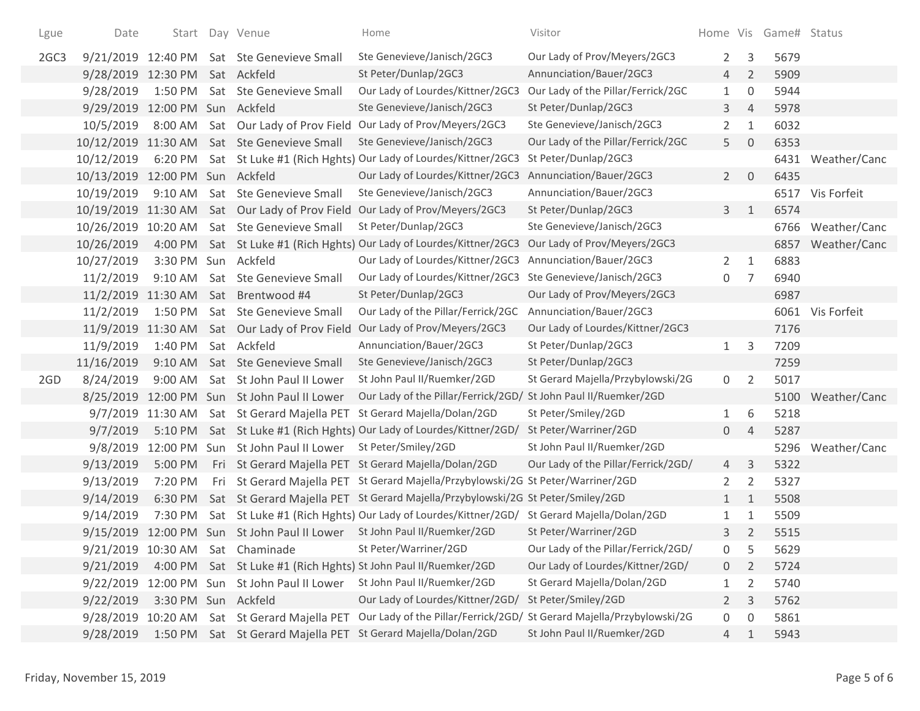| Lgue | Date | Start | Day | Venue | Home | Visitor | Home | Vis | Game# | Status |
|---|---|---|---|---|---|---|---|---|---|---|
| 2GC3 | 9/21/2019 | 12:40 PM | Sat | Ste Genevieve Small | Ste Genevieve/Janisch/2GC3 | Our Lady of Prov/Meyers/2GC3 | 2 | 3 | 5679 | |
| | 9/28/2019 | 12:30 PM | Sat | Ackfeld | St Peter/Dunlap/2GC3 | Annunciation/Bauer/2GC3 | 4 | 2 | 5909 | |
| | 9/28/2019 | 1:50 PM | Sat | Ste Genevieve Small | Our Lady of Lourdes/Kittner/2GC3 | Our Lady of the Pillar/Ferrick/2GC | 1 | 0 | 5944 | |
| | 9/29/2019 | 12:00 PM | Sun | Ackfeld | Ste Genevieve/Janisch/2GC3 | St Peter/Dunlap/2GC3 | 3 | 4 | 5978 | |
| | 10/5/2019 | 8:00 AM | Sat | Our Lady of Prov Field | Our Lady of Prov/Meyers/2GC3 | Ste Genevieve/Janisch/2GC3 | 2 | 1 | 6032 | |
| | 10/12/2019 | 11:30 AM | Sat | Ste Genevieve Small | Ste Genevieve/Janisch/2GC3 | Our Lady of the Pillar/Ferrick/2GC | 5 | 0 | 6353 | |
| | 10/12/2019 | 6:20 PM | Sat | St Luke #1 (Rich Hghts) | Our Lady of Lourdes/Kittner/2GC3 | St Peter/Dunlap/2GC3 | | | 6431 | Weather/Canc |
| | 10/13/2019 | 12:00 PM | Sun | Ackfeld | Our Lady of Lourdes/Kittner/2GC3 | Annunciation/Bauer/2GC3 | 2 | 0 | 6435 | |
| | 10/19/2019 | 9:10 AM | Sat | Ste Genevieve Small | Ste Genevieve/Janisch/2GC3 | Annunciation/Bauer/2GC3 | | | 6517 | Vis Forfeit |
| | 10/19/2019 | 11:30 AM | Sat | Our Lady of Prov Field | Our Lady of Prov/Meyers/2GC3 | St Peter/Dunlap/2GC3 | 3 | 1 | 6574 | |
| | 10/26/2019 | 10:20 AM | Sat | Ste Genevieve Small | St Peter/Dunlap/2GC3 | Ste Genevieve/Janisch/2GC3 | | | 6766 | Weather/Canc |
| | 10/26/2019 | 4:00 PM | Sat | St Luke #1 (Rich Hghts) | Our Lady of Lourdes/Kittner/2GC3 | Our Lady of Prov/Meyers/2GC3 | | | 6857 | Weather/Canc |
| | 10/27/2019 | 3:30 PM | Sun | Ackfeld | Our Lady of Lourdes/Kittner/2GC3 | Annunciation/Bauer/2GC3 | 2 | 1 | 6883 | |
| | 11/2/2019 | 9:10 AM | Sat | Ste Genevieve Small | Our Lady of Lourdes/Kittner/2GC3 | Ste Genevieve/Janisch/2GC3 | 0 | 7 | 6940 | |
| | 11/2/2019 | 11:30 AM | Sat | Brentwood #4 | St Peter/Dunlap/2GC3 | Our Lady of Prov/Meyers/2GC3 | | | 6987 | |
| | 11/2/2019 | 1:50 PM | Sat | Ste Genevieve Small | Our Lady of the Pillar/Ferrick/2GC | Annunciation/Bauer/2GC3 | | | 6061 | Vis Forfeit |
| | 11/9/2019 | 11:30 AM | Sat | Our Lady of Prov Field | Our Lady of Prov/Meyers/2GC3 | Our Lady of Lourdes/Kittner/2GC3 | | | 7176 | |
| | 11/9/2019 | 1:40 PM | Sat | Ackfeld | Annunciation/Bauer/2GC3 | St Peter/Dunlap/2GC3 | 1 | 3 | 7209 | |
| | 11/16/2019 | 9:10 AM | Sat | Ste Genevieve Small | Ste Genevieve/Janisch/2GC3 | St Peter/Dunlap/2GC3 | | | 7259 | |
| 2GD | 8/24/2019 | 9:00 AM | Sat | St John Paul II Lower | St John Paul II/Ruemker/2GD | St Gerard Majella/Przybylowski/2G | 0 | 2 | 5017 | |
| | 8/25/2019 | 12:00 PM | Sun | St John Paul II Lower | Our Lady of the Pillar/Ferrick/2GD/ | St John Paul II/Ruemker/2GD | | | 5100 | Weather/Canc |
| | 9/7/2019 | 11:30 AM | Sat | St Gerard Majella PET | St Gerard Majella/Dolan/2GD | St Peter/Smiley/2GD | 1 | 6 | 5218 | |
| | 9/7/2019 | 5:10 PM | Sat | St Luke #1 (Rich Hghts) | Our Lady of Lourdes/Kittner/2GD/ | St Peter/Warriner/2GD | 0 | 4 | 5287 | |
| | 9/8/2019 | 12:00 PM | Sun | St John Paul II Lower | St Peter/Smiley/2GD | St John Paul II/Ruemker/2GD | | | 5296 | Weather/Canc |
| | 9/13/2019 | 5:00 PM | Fri | St Gerard Majella PET | St Gerard Majella/Dolan/2GD | Our Lady of the Pillar/Ferrick/2GD/ | 4 | 3 | 5322 | |
| | 9/13/2019 | 7:20 PM | Fri | St Gerard Majella PET | St Gerard Majella/Przybylowski/2G | St Peter/Warriner/2GD | 2 | 2 | 5327 | |
| | 9/14/2019 | 6:30 PM | Sat | St Gerard Majella PET | St Gerard Majella/Przybylowski/2G | St Peter/Smiley/2GD | 1 | 1 | 5508 | |
| | 9/14/2019 | 7:30 PM | Sat | St Luke #1 (Rich Hghts) | Our Lady of Lourdes/Kittner/2GD/ | St Gerard Majella/Dolan/2GD | 1 | 1 | 5509 | |
| | 9/15/2019 | 12:00 PM | Sun | St John Paul II Lower | St John Paul II/Ruemker/2GD | St Peter/Warriner/2GD | 3 | 2 | 5515 | |
| | 9/21/2019 | 10:30 AM | Sat | Chaminade | St Peter/Warriner/2GD | Our Lady of the Pillar/Ferrick/2GD/ | 0 | 5 | 5629 | |
| | 9/21/2019 | 4:00 PM | Sat | St Luke #1 (Rich Hghts) | St John Paul II/Ruemker/2GD | Our Lady of Lourdes/Kittner/2GD/ | 0 | 2 | 5724 | |
| | 9/22/2019 | 12:00 PM | Sun | St John Paul II Lower | St John Paul II/Ruemker/2GD | St Gerard Majella/Dolan/2GD | 1 | 2 | 5740 | |
| | 9/22/2019 | 3:30 PM | Sun | Ackfeld | Our Lady of Lourdes/Kittner/2GD/ | St Peter/Smiley/2GD | 2 | 3 | 5762 | |
| | 9/28/2019 | 10:20 AM | Sat | St Gerard Majella PET | Our Lady of the Pillar/Ferrick/2GD/ | St Gerard Majella/Przybylowski/2G | 0 | 0 | 5861 | |
| | 9/28/2019 | 1:50 PM | Sat | St Gerard Majella PET | St Gerard Majella/Dolan/2GD | St John Paul II/Ruemker/2GD | 4 | 1 | 5943 | |

Friday, November 15, 2019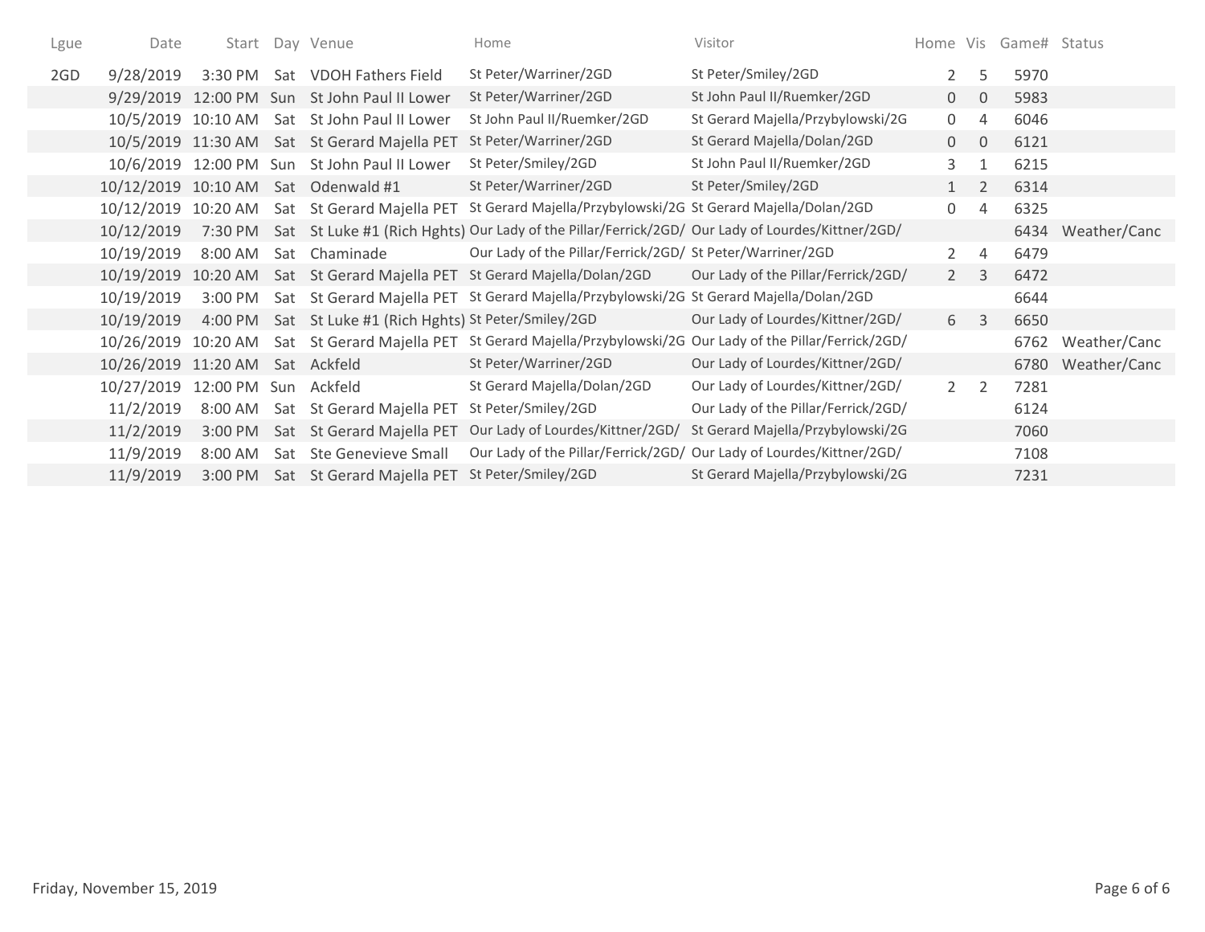| Lgue | Date | Start | Day | Venue | Home | Visitor | Home | Vis | Game# | Status |
|---|---|---|---|---|---|---|---|---|---|---|
| 2GD | 9/28/2019 | 3:30 PM | Sat | VDOH Fathers Field | St Peter/Warriner/2GD | St Peter/Smiley/2GD | 2 | 5 | 5970 | |
| | 9/29/2019 | 12:00 PM | Sun | St John Paul II Lower | St Peter/Warriner/2GD | St John Paul II/Ruemker/2GD | 0 | 0 | 5983 | |
| | 10/5/2019 | 10:10 AM | Sat | St John Paul II Lower | St John Paul II/Ruemker/2GD | St Gerard Majella/Przybylowski/2G | 0 | 4 | 6046 | |
| | 10/5/2019 | 11:30 AM | Sat | St Gerard Majella PET | St Peter/Warriner/2GD | St Gerard Majella/Dolan/2GD | 0 | 0 | 6121 | |
| | 10/6/2019 | 12:00 PM | Sun | St John Paul II Lower | St Peter/Smiley/2GD | St John Paul II/Ruemker/2GD | 3 | 1 | 6215 | |
| | 10/12/2019 | 10:10 AM | Sat | Odenwald #1 | St Peter/Warriner/2GD | St Peter/Smiley/2GD | 1 | 2 | 6314 | |
| | 10/12/2019 | 10:20 AM | Sat | St Gerard Majella PET | St Gerard Majella/Przybylowski/2G | St Gerard Majella/Dolan/2GD | 0 | 4 | 6325 | |
| | 10/12/2019 | 7:30 PM | Sat | St Luke #1 (Rich Hghts) | Our Lady of the Pillar/Ferrick/2GD/ | Our Lady of Lourdes/Kittner/2GD/ | | | 6434 | Weather/Canc |
| | 10/19/2019 | 8:00 AM | Sat | Chaminade | Our Lady of the Pillar/Ferrick/2GD/ | St Peter/Warriner/2GD | 2 | 4 | 6479 | |
| | 10/19/2019 | 10:20 AM | Sat | St Gerard Majella PET | St Gerard Majella/Dolan/2GD | Our Lady of the Pillar/Ferrick/2GD/ | 2 | 3 | 6472 | |
| | 10/19/2019 | 3:00 PM | Sat | St Gerard Majella PET | St Gerard Majella/Przybylowski/2G | St Gerard Majella/Dolan/2GD | | | 6644 | |
| | 10/19/2019 | 4:00 PM | Sat | St Luke #1 (Rich Hghts) | St Peter/Smiley/2GD | Our Lady of Lourdes/Kittner/2GD/ | 6 | 3 | 6650 | |
| | 10/26/2019 | 10:20 AM | Sat | St Gerard Majella PET | St Gerard Majella/Przybylowski/2G | Our Lady of the Pillar/Ferrick/2GD/ | | | 6762 | Weather/Canc |
| | 10/26/2019 | 11:20 AM | Sat | Ackfeld | St Peter/Warriner/2GD | Our Lady of Lourdes/Kittner/2GD/ | | | 6780 | Weather/Canc |
| | 10/27/2019 | 12:00 PM | Sun | Ackfeld | St Gerard Majella/Dolan/2GD | Our Lady of Lourdes/Kittner/2GD/ | 2 | 2 | 7281 | |
| | 11/2/2019 | 8:00 AM | Sat | St Gerard Majella PET | St Peter/Smiley/2GD | Our Lady of the Pillar/Ferrick/2GD/ | | | 6124 | |
| | 11/2/2019 | 3:00 PM | Sat | St Gerard Majella PET | Our Lady of Lourdes/Kittner/2GD/ | St Gerard Majella/Przybylowski/2G | | | 7060 | |
| | 11/9/2019 | 8:00 AM | Sat | Ste Genevieve Small | Our Lady of the Pillar/Ferrick/2GD/ | Our Lady of Lourdes/Kittner/2GD/ | | | 7108 | |
| | 11/9/2019 | 3:00 PM | Sat | St Gerard Majella PET | St Peter/Smiley/2GD | St Gerard Majella/Przybylowski/2G | | | 7231 | |

Friday, November 15, 2019